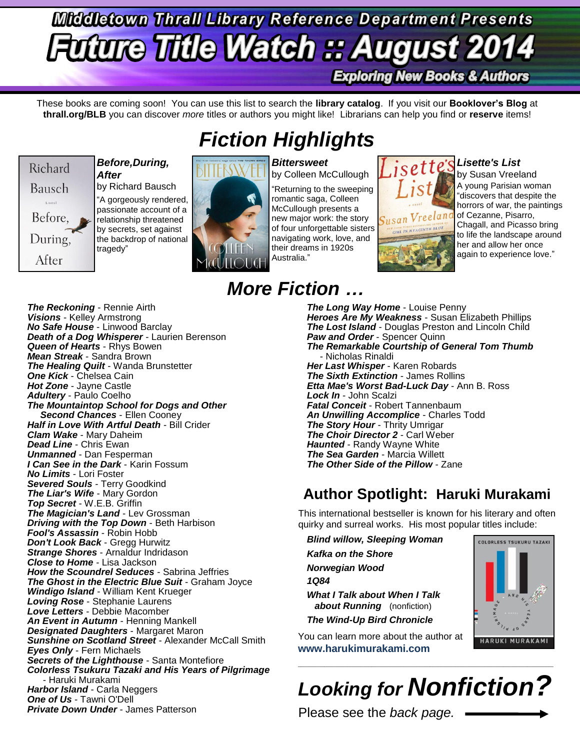# Middletown Thrall Library Reference Department Presents

# Future Title Watch :: August 2014

**Exploring New Books & Authors**

These books are coming soon! You can use this list to search the **library catalog**. If you visit our **Booklover's Blog** at **thrall.org/BLB** you can discover *more* titles or authors you might like! Librarians can help you find or **reserve** items!

## Fiction Highlights

***Before,During, After***
by Richard Bausch
"A gorgeously rendered, passionate account of a relationship threatened by secrets, set against the backdrop of national tragedy"

***Bittersweet***
by Colleen McCullough
"Returning to the sweeping romantic saga, Colleen McCullough presents a new major work: the story of four unforgettable sisters navigating work, love, and their dreams in 1920s Australia."

***Lisette's List***
by Susan Vreeland
A young Parisian woman "discovers that despite the horrors of war, the paintings of Cezanne, Pisarro, Chagall, and Picasso bring to life the landscape around her and allow her once again to experience love."

## More Fiction …

***The Reckoning*** - Rennie Airth
***Visions*** - Kelley Armstrong
***No Safe House*** - Linwood Barclay
***Death of a Dog Whisperer*** - Laurien Berenson
***Queen of Hearts*** - Rhys Bowen
***Mean Streak*** - Sandra Brown
***The Healing Quilt*** - Wanda Brunstetter
***One Kick*** - Chelsea Cain
***Hot Zone*** - Jayne Castle
***Adultery*** - Paulo Coelho
***The Mountaintop School for Dogs and Other Second Chances*** - Ellen Cooney
***Half in Love With Artful Death*** - Bill Crider
***Clam Wake*** - Mary Daheim
***Dead Line*** - Chris Ewan
***Unmanned*** - Dan Fesperman
***I Can See in the Dark*** - Karin Fossum
***No Limits*** - Lori Foster
***Severed Souls*** - Terry Goodkind
***The Liar's Wife*** - Mary Gordon
***Top Secret*** - W.E.B. Griffin
***The Magician's Land*** - Lev Grossman
***Driving with the Top Down*** - Beth Harbison
***Fool's Assassin*** - Robin Hobb
***Don't Look Back*** - Gregg Hurwitz
***Strange Shores*** - Arnaldur Indridason
***Close to Home*** - Lisa Jackson
***How the Scoundrel Seduces*** - Sabrina Jeffries
***The Ghost in the Electric Blue Suit*** - Graham Joyce
***Windigo Island*** - William Kent Krueger
***Loving Rose*** - Stephanie Laurens
***Love Letters*** - Debbie Macomber
***An Event in Autumn*** - Henning Mankell
***Designated Daughters*** - Margaret Maron
***Sunshine on Scotland Street*** - Alexander McCall Smith
***Eyes Only*** - Fern Michaels
***Secrets of the Lighthouse*** - Santa Montefiore
***Colorless Tsukuru Tazaki and His Years of Pilgrimage*** - Haruki Murakami
***Harbor Island*** - Carla Neggers
***One of Us*** - Tawni O'Dell
***Private Down Under*** - James Patterson
***The Long Way Home*** - Louise Penny
***Heroes Are My Weakness*** - Susan Elizabeth Phillips
***The Lost Island*** - Douglas Preston and Lincoln Child
***Paw and Order*** - Spencer Quinn
***The Remarkable Courtship of General Tom Thumb*** - Nicholas Rinaldi
***Her Last Whisper*** - Karen Robards
***The Sixth Extinction*** - James Rollins
***Etta Mae's Worst Bad-Luck Day*** - Ann B. Ross
***Lock In*** - John Scalzi
***Fatal Conceit*** - Robert Tannenbaum
***An Unwilling Accomplice*** - Charles Todd
***The Story Hour*** - Thrity Umrigar
***The Choir Director 2*** - Carl Weber
***Haunted*** - Randy Wayne White
***The Sea Garden*** - Marcia Willett
***The Other Side of the Pillow*** - Zane

## Author Spotlight: Haruki Murakami

This international bestseller is known for his literary and often quirky and surreal works. His most popular titles include:

***Blind willow, Sleeping Woman***
***Kafka on the Shore***
***Norwegian Wood***
***1Q84***
***What I Talk about When I Talk about Running*** (nonfiction)
***The Wind-Up Bird Chronicle***

You can learn more about the author at **www.harukimurakami.com**

---

## *Looking for Nonfiction?*

Please see the *back page.* ⟶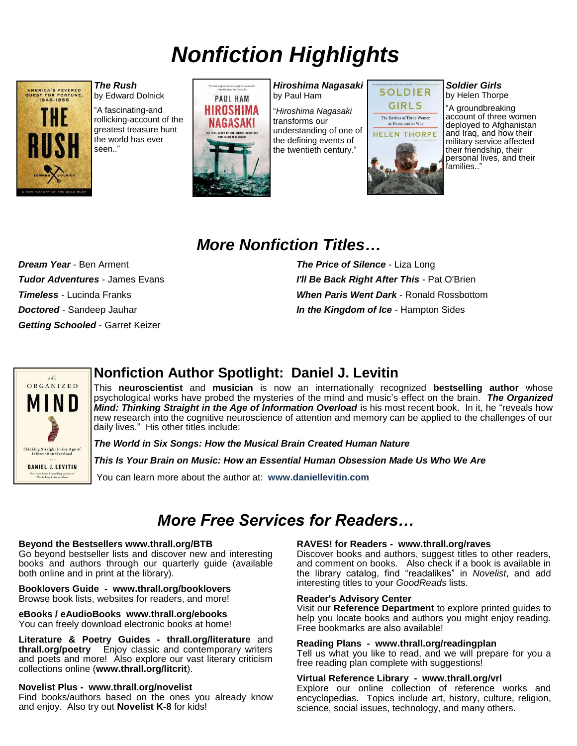# *Nonfiction Highlights*

***The Rush***
by Edward Dolnick

"A fascinating-and rollicking-account of the greatest treasure hunt the world has ever seen.."

***Hiroshima Nagasaki***
by Paul Ham

"*Hiroshima Nagasaki* transforms our understanding of one of the defining events of the twentieth century."

***Soldier Girls***
by Helen Thorpe

"A groundbreaking account of three women deployed to Afghanistan and Iraq, and how their military service affected their friendship, their personal lives, and their families.."

## *More Nonfiction Titles…*

***Dream Year*** - Ben Arment
***Tudor Adventures*** - James Evans
***Timeless*** - Lucinda Franks
***Doctored*** - Sandeep Jauhar
***Getting Schooled*** - Garret Keizer
***The Price of Silence*** - Liza Long
***I'll Be Back Right After This*** - Pat O'Brien
***When Paris Went Dark*** - Ronald Rossbottom
***In the Kingdom of Ice*** - Hampton Sides

## Nonfiction Author Spotlight: Daniel J. Levitin

This **neuroscientist** and **musician** is now an internationally recognized **bestselling author** whose psychological works have probed the mysteries of the mind and music's effect on the brain. ***The Organized Mind: Thinking Straight in the Age of Information Overload*** is his most recent book. In it, he "reveals how new research into the cognitive neuroscience of attention and memory can be applied to the challenges of our daily lives." His other titles include:

***The World in Six Songs: How the Musical Brain Created Human Nature***

***This Is Your Brain on Music: How an Essential Human Obsession Made Us Who We Are***

You can learn more about the author at: **www.daniellevitin.com**

## *More Free Services for Readers…*

**Beyond the Bestsellers www.thrall.org/BTB**
Go beyond bestseller lists and discover new and interesting books and authors through our quarterly guide (available both online and in print at the library).

**Booklovers Guide - www.thrall.org/booklovers**
Browse book lists, websites for readers, and more!

**eBooks / eAudioBooks www.thrall.org/ebooks**
You can freely download electronic books at home!

**Literature & Poetry Guides - thrall.org/literature** and **thrall.org/poetry** Enjoy classic and contemporary writers and poets and more! Also explore our vast literary criticism collections online (**www.thrall.org/litcrit**).

**Novelist Plus - www.thrall.org/novelist**
Find books/authors based on the ones you already know and enjoy. Also try out **Novelist K-8** for kids!

**RAVES! for Readers - www.thrall.org/raves**
Discover books and authors, suggest titles to other readers, and comment on books. Also check if a book is available in the library catalog, find "readalikes" in *Novelist*, and add interesting titles to your *GoodReads* lists.

**Reader's Advisory Center**
Visit our **Reference Department** to explore printed guides to help you locate books and authors you might enjoy reading. Free bookmarks are also available!

**Reading Plans - www.thrall.org/readingplan**
Tell us what you like to read, and we will prepare for you a free reading plan complete with suggestions!

**Virtual Reference Library - www.thrall.org/vrl**
Explore our online collection of reference works and encyclopedias. Topics include art, history, culture, religion, science, social issues, technology, and many others.